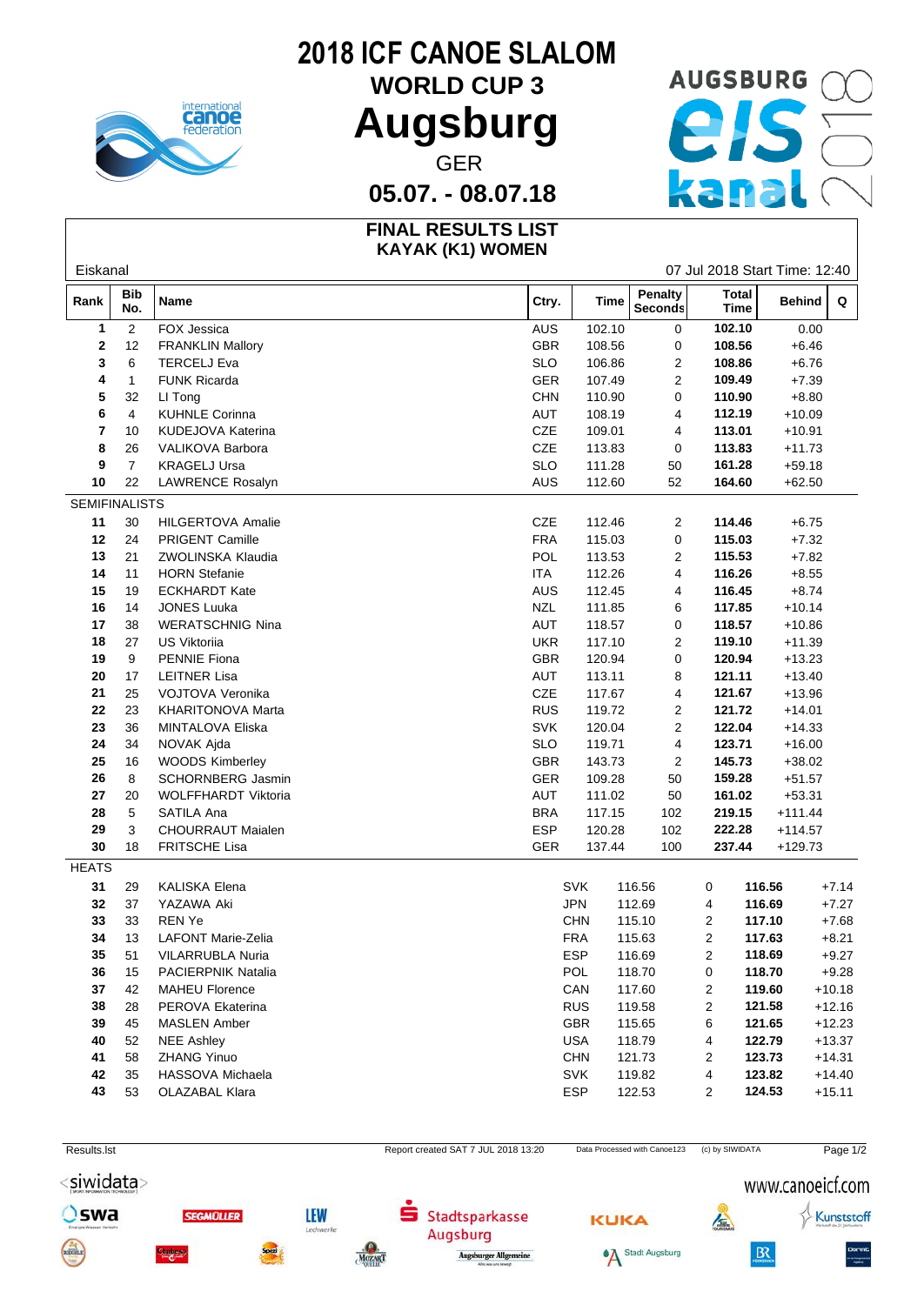# 2018 ICF CANOE SLALOM

## WORLD CUP 3

# Augsburg

GER

**05.07. - 08.07.18**

## FINAL RESULTS LIST
## KAYAK (K1) WOMEN

Eiskanal

07 Jul 2018 Start Time: 12:40

| Rank | Bib No. | Name | Ctry. | Time | Penalty Seconds | Total Time | Behind | Q |
|---|---|---|---|---|---|---|---|---|
| **1** | 2 | FOX Jessica | AUS | 102.10 | 0 | **102.10** | 0.00 | |
| **2** | 12 | FRANKLIN Mallory | GBR | 108.56 | 0 | **108.56** | +6.46 | |
| **3** | 6 | TERCELJ Eva | SLO | 106.86 | 2 | **108.86** | +6.76 | |
| **4** | 1 | FUNK Ricarda | GER | 107.49 | 2 | **109.49** | +7.39 | |
| **5** | 32 | LI Tong | CHN | 110.90 | 0 | **110.90** | +8.80 | |
| **6** | 4 | KUHNLE Corinna | AUT | 108.19 | 4 | **112.19** | +10.09 | |
| **7** | 10 | KUDEJOVA Katerina | CZE | 109.01 | 4 | **113.01** | +10.91 | |
| **8** | 26 | VALIKOVA Barbora | CZE | 113.83 | 0 | **113.83** | +11.73 | |
| **9** | 7 | KRAGELJ Ursa | SLO | 111.28 | 50 | **161.28** | +59.18 | |
| **10** | 22 | LAWRENCE Rosalyn | AUS | 112.60 | 52 | **164.60** | +62.50 | |
| SEMIFINALISTS | | | | | | | | |
| **11** | 30 | HILGERTOVA Amalie | CZE | 112.46 | 2 | **114.46** | +6.75 | |
| **12** | 24 | PRIGENT Camille | FRA | 115.03 | 0 | **115.03** | +7.32 | |
| **13** | 21 | ZWOLINSKA Klaudia | POL | 113.53 | 2 | **115.53** | +7.82 | |
| **14** | 11 | HORN Stefanie | ITA | 112.26 | 4 | **116.26** | +8.55 | |
| **15** | 19 | ECKHARDT Kate | AUS | 112.45 | 4 | **116.45** | +8.74 | |
| **16** | 14 | JONES Luuka | NZL | 111.85 | 6 | **117.85** | +10.14 | |
| **17** | 38 | WERATSCHNIG Nina | AUT | 118.57 | 0 | **118.57** | +10.86 | |
| **18** | 27 | US Viktoriia | UKR | 117.10 | 2 | **119.10** | +11.39 | |
| **19** | 9 | PENNIE Fiona | GBR | 120.94 | 0 | **120.94** | +13.23 | |
| **20** | 17 | LEITNER Lisa | AUT | 113.11 | 8 | **121.11** | +13.40 | |
| **21** | 25 | VOJTOVA Veronika | CZE | 117.67 | 4 | **121.67** | +13.96 | |
| **22** | 23 | KHARITONOVA Marta | RUS | 119.72 | 2 | **121.72** | +14.01 | |
| **23** | 36 | MINTALOVA Eliska | SVK | 120.04 | 2 | **122.04** | +14.33 | |
| **24** | 34 | NOVAK Ajda | SLO | 119.71 | 4 | **123.71** | +16.00 | |
| **25** | 16 | WOODS Kimberley | GBR | 143.73 | 2 | **145.73** | +38.02 | |
| **26** | 8 | SCHORNBERG Jasmin | GER | 109.28 | 50 | **159.28** | +51.57 | |
| **27** | 20 | WOLFFHARDT Viktoria | AUT | 111.02 | 50 | **161.02** | +53.31 | |
| **28** | 5 | SATILA Ana | BRA | 117.15 | 102 | **219.15** | +111.44 | |
| **29** | 3 | CHOURRAUT Maialen | ESP | 120.28 | 102 | **222.28** | +114.57 | |
| **30** | 18 | FRITSCHE Lisa | GER | 137.44 | 100 | **237.44** | +129.73 | |
| HEATS | | | | | | | | |
| **31** | 29 | KALISKA Elena | SVK | 116.56 | 0 | **116.56** | +7.14 | |
| **32** | 37 | YAZAWA Aki | JPN | 112.69 | 4 | **116.69** | +7.27 | |
| **33** | 33 | REN Ye | CHN | 115.10 | 2 | **117.10** | +7.68 | |
| **34** | 13 | LAFONT Marie-Zelia | FRA | 115.63 | 2 | **117.63** | +8.21 | |
| **35** | 51 | VILARRUBLA Nuria | ESP | 116.69 | 2 | **118.69** | +9.27 | |
| **36** | 15 | PACIERPNIK Natalia | POL | 118.70 | 0 | **118.70** | +9.28 | |
| **37** | 42 | MAHEU Florence | CAN | 117.60 | 2 | **119.60** | +10.18 | |
| **38** | 28 | PEROVA Ekaterina | RUS | 119.58 | 2 | **121.58** | +12.16 | |
| **39** | 45 | MASLEN Amber | GBR | 115.65 | 6 | **121.65** | +12.23 | |
| **40** | 52 | NEE Ashley | USA | 118.79 | 4 | **122.79** | +13.37 | |
| **41** | 58 | ZHANG Yinuo | CHN | 121.73 | 2 | **123.73** | +14.31 | |
| **42** | 35 | HASSOVA Michaela | SVK | 119.82 | 4 | **123.82** | +14.40 | |
| **43** | 53 | OLAZABAL Klara | ESP | 122.53 | 2 | **124.53** | +15.11 | |

Results.lst — Report created SAT 7 JUL 2018 13:20 — Data Processed with Canoe123 — (c) by SIWIDATA

www.canoeicf.com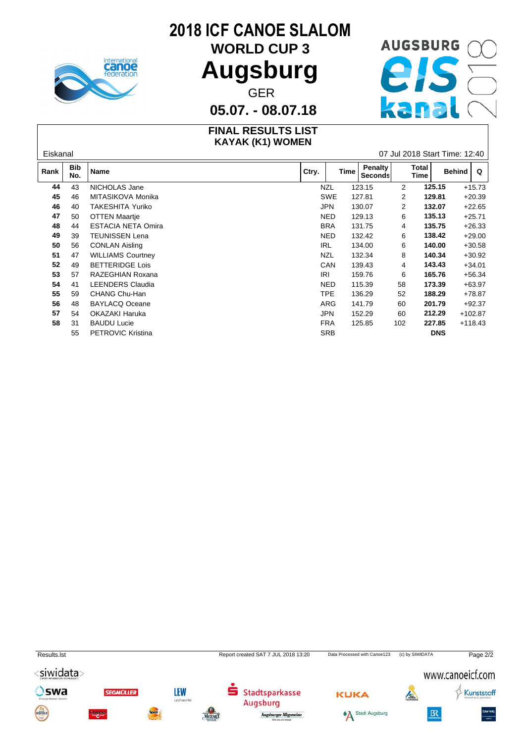# 2018 ICF CANOE SLALOM

## WORLD CUP 3

# Augsburg

GER

**05.07. - 08.07.18**

## FINAL RESULTS LIST
## KAYAK (K1) WOMEN

Eiskanal — 07 Jul 2018 Start Time: 12:40

| Rank | Bib No. | Name | Ctry. | Time | Penalty Seconds | Total Time | Behind | Q |
|---|---|---|---|---|---|---|---|---|
| **44** | 43 | NICHOLAS Jane | NZL | 123.15 | 2 | **125.15** | +15.73 | |
| **45** | 46 | MITASIKOVA Monika | SWE | 127.81 | 2 | **129.81** | +20.39 | |
| **46** | 40 | TAKESHITA Yuriko | JPN | 130.07 | 2 | **132.07** | +22.65 | |
| **47** | 50 | OTTEN Maartje | NED | 129.13 | 6 | **135.13** | +25.71 | |
| **48** | 44 | ESTACIA NETA Omira | BRA | 131.75 | 4 | **135.75** | +26.33 | |
| **49** | 39 | TEUNISSEN Lena | NED | 132.42 | 6 | **138.42** | +29.00 | |
| **50** | 56 | CONLAN Aisling | IRL | 134.00 | 6 | **140.00** | +30.58 | |
| **51** | 47 | WILLIAMS Courtney | NZL | 132.34 | 8 | **140.34** | +30.92 | |
| **52** | 49 | BETTERIDGE Lois | CAN | 139.43 | 4 | **143.43** | +34.01 | |
| **53** | 57 | RAZEGHIAN Roxana | IRI | 159.76 | 6 | **165.76** | +56.34 | |
| **54** | 41 | LEENDERS Claudia | NED | 115.39 | 58 | **173.39** | +63.97 | |
| **55** | 59 | CHANG Chu-Han | TPE | 136.29 | 52 | **188.29** | +78.87 | |
| **56** | 48 | BAYLACQ Oceane | ARG | 141.79 | 60 | **201.79** | +92.37 | |
| **57** | 54 | OKAZAKI Haruka | JPN | 152.29 | 60 | **212.29** | +102.87 | |
| **58** | 31 | BAUDU Lucie | FRA | 125.85 | 102 | **227.85** | +118.43 | |
| | 55 | PETROVIC Kristina | SRB | | | **DNS** | | |

Results.lst — Report created SAT 7 JUL 2018 13:20 — Data Processed with Canoe123 — (c) by SIWIDATA

www.canoeicf.com